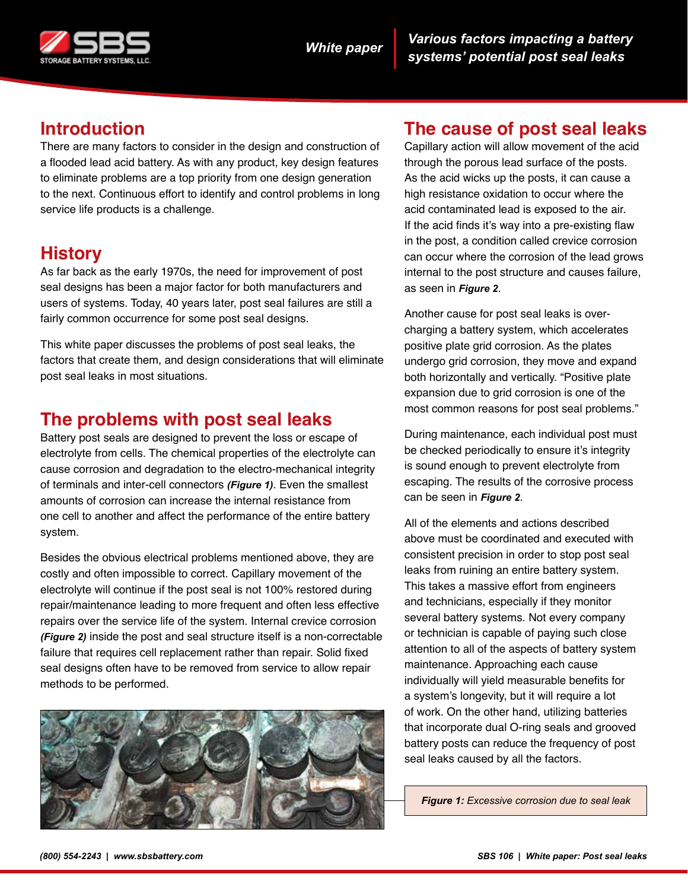# Various factors impacting a battery systems' potential post seal leaks

*White paper*

## Introduction

There are many factors to consider in the design and construction of a flooded lead acid battery. As with any product, key design features to eliminate problems are a top priority from one design generation to the next. Continuous effort to identify and control problems in long service life products is a challenge.

## History

As far back as the early 1970s, the need for improvement of post seal designs has been a major factor for both manufacturers and users of systems. Today, 40 years later, post seal failures are still a fairly common occurrence for some post seal designs.

This white paper discusses the problems of post seal leaks, the factors that create them, and design considerations that will eliminate post seal leaks in most situations.

## The problems with post seal leaks

Battery post seals are designed to prevent the loss or escape of electrolyte from cells. The chemical properties of the electrolyte can cause corrosion and degradation to the electro-mechanical integrity of terminals and inter-cell connectors ***(Figure 1)***. Even the smallest amounts of corrosion can increase the internal resistance from one cell to another and affect the performance of the entire battery system.

Besides the obvious electrical problems mentioned above, they are costly and often impossible to correct. Capillary movement of the electrolyte will continue if the post seal is not 100% restored during repair/maintenance leading to more frequent and often less effective repairs over the service life of the system. Internal crevice corrosion ***(Figure 2)*** inside the post and seal structure itself is a non-correctable failure that requires cell replacement rather than repair. Solid fixed seal designs often have to be removed from service to allow repair methods to be performed.

## The cause of post seal leaks

Capillary action will allow movement of the acid through the porous lead surface of the posts. As the acid wicks up the posts, it can cause a high resistance oxidation to occur where the acid contaminated lead is exposed to the air. If the acid finds it's way into a pre-existing flaw in the post, a condition called crevice corrosion can occur where the corrosion of the lead grows internal to the post structure and causes failure, as seen in ***Figure 2***.

Another cause for post seal leaks is over-charging a battery system, which accelerates positive plate grid corrosion. As the plates undergo grid corrosion, they move and expand both horizontally and vertically. "Positive plate expansion due to grid corrosion is one of the most common reasons for post seal problems."

During maintenance, each individual post must be checked periodically to ensure it's integrity is sound enough to prevent electrolyte from escaping. The results of the corrosive process can be seen in ***Figure 2***.

All of the elements and actions described above must be coordinated and executed with consistent precision in order to stop post seal leaks from ruining an entire battery system. This takes a massive effort from engineers and technicians, especially if they monitor several battery systems. Not every company or technician is capable of paying such close attention to all of the aspects of battery system maintenance. Approaching each cause individually will yield measurable benefits for a system's longevity, but it will require a lot of work. On the other hand, utilizing batteries that incorporate dual O-ring seals and grooved battery posts can reduce the frequency of post seal leaks caused by all the factors.

***Figure 1:*** *Excessive corrosion due to seal leak*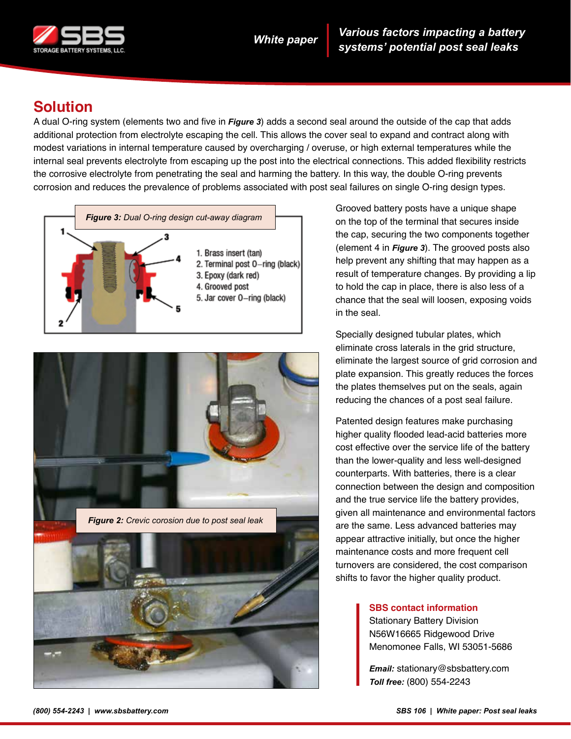## Solution

A dual O-ring system (elements two and five in ***Figure 3***) adds a second seal around the outside of the cap that adds additional protection from electrolyte escaping the cell. This allows the cover seal to expand and contract along with modest variations in internal temperature caused by overcharging / overuse, or high external temperatures while the internal seal prevents electrolyte from escaping up the post into the electrical connections. This added flexibility restricts the corrosive electrolyte from penetrating the seal and harming the battery. In this way, the double O-ring prevents corrosion and reduces the prevalence of problems associated with post seal failures on single O-ring design types.

***Figure 3:*** *Dual O-ring design cut-away diagram*

1. Brass insert (tan)
2. Terminal post O–ring (black)
3. Epoxy (dark red)
4. Grooved post
5. Jar cover O–ring (black)

***Figure 2:*** *Crevic corosion due to post seal leak*

Grooved battery posts have a unique shape on the top of the terminal that secures inside the cap, securing the two components together (element 4 in ***Figure 3***). The grooved posts also help prevent any shifting that may happen as a result of temperature changes. By providing a lip to hold the cap in place, there is also less of a chance that the seal will loosen, exposing voids in the seal.

Specially designed tubular plates, which eliminate cross laterals in the grid structure, eliminate the largest source of grid corrosion and plate expansion. This greatly reduces the forces the plates themselves put on the seals, again reducing the chances of a post seal failure.

Patented design features make purchasing higher quality flooded lead-acid batteries more cost effective over the service life of the battery than the lower-quality and less well-designed counterparts. With batteries, there is a clear connection between the design and composition and the true service life the battery provides, given all maintenance and environmental factors are the same. Less advanced batteries may appear attractive initially, but once the higher maintenance costs and more frequent cell turnovers are considered, the cost comparison shifts to favor the higher quality product.

**SBS contact information**
Stationary Battery Division
N56W16665 Ridgewood Drive
Menomonee Falls, WI 53051-5686

***Email:*** stationary@sbsbattery.com
***Toll free:*** (800) 554-2243